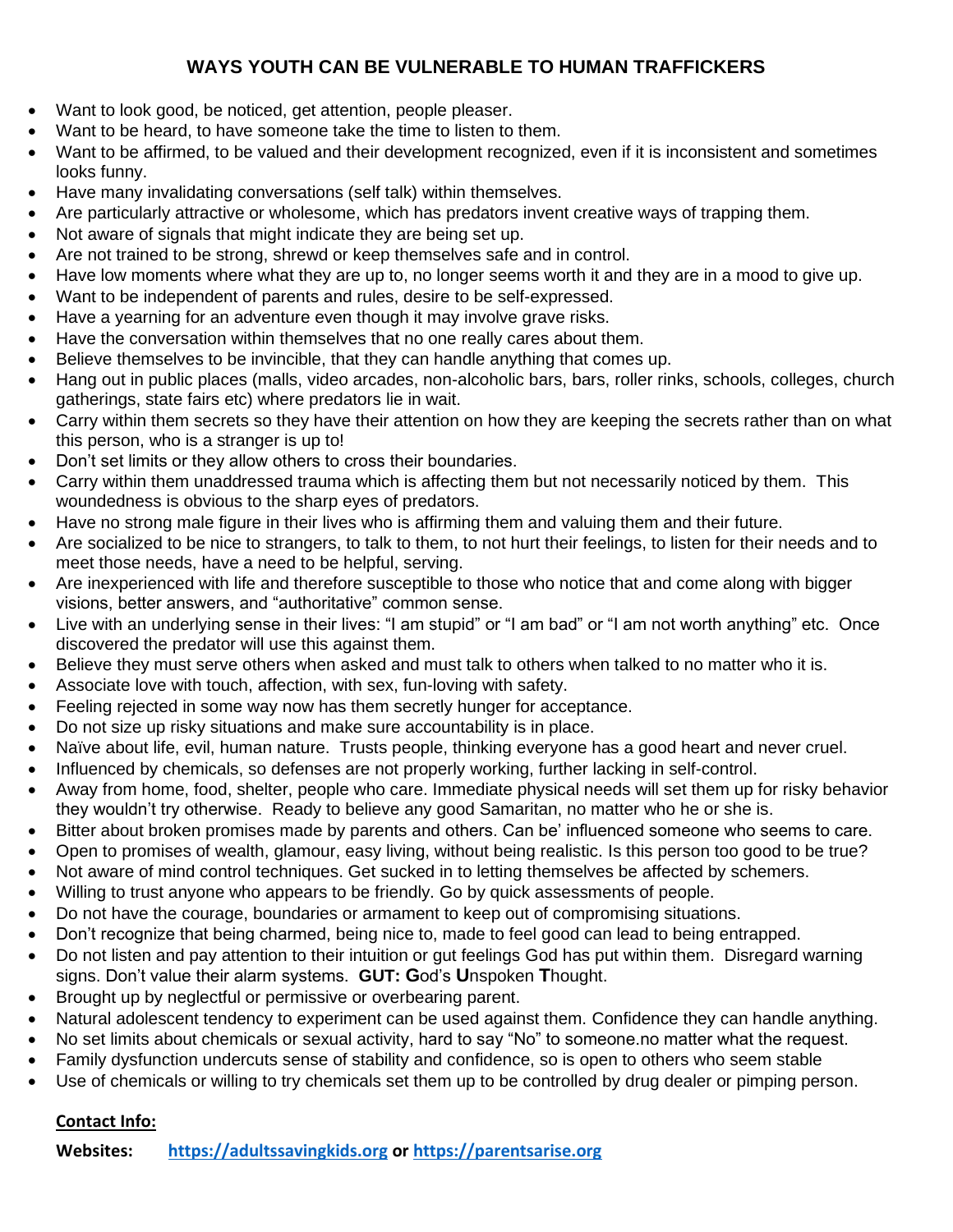## WAYS YOUTH CAN BE VULNERABLE TO HUMAN TRAFFICKERS

- Want to look good, be noticed, get attention, people pleaser.
- Want to be heard, to have someone take the time to listen to them.
- Want to be affirmed, to be valued and their development recognized, even if it is inconsistent and sometimes looks funny.
- Have many invalidating conversations (self talk) within themselves.
- Are particularly attractive or wholesome, which has predators invent creative ways of trapping them.
- Not aware of signals that might indicate they are being set up.
- Are not trained to be strong, shrewd or keep themselves safe and in control.
- Have low moments where what they are up to, no longer seems worth it and they are in a mood to give up.
- Want to be independent of parents and rules, desire to be self-expressed.
- Have a yearning for an adventure even though it may involve grave risks.
- Have the conversation within themselves that no one really cares about them.
- Believe themselves to be invincible, that they can handle anything that comes up.
- Hang out in public places (malls, video arcades, non-alcoholic bars, bars, roller rinks, schools, colleges, church gatherings, state fairs etc) where predators lie in wait.
- Carry within them secrets so they have their attention on how they are keeping the secrets rather than on what this person, who is a stranger is up to!
- Don't set limits or they allow others to cross their boundaries.
- Carry within them unaddressed trauma which is affecting them but not necessarily noticed by them. This woundedness is obvious to the sharp eyes of predators.
- Have no strong male figure in their lives who is affirming them and valuing them and their future.
- Are socialized to be nice to strangers, to talk to them, to not hurt their feelings, to listen for their needs and to meet those needs, have a need to be helpful, serving.
- Are inexperienced with life and therefore susceptible to those who notice that and come along with bigger visions, better answers, and "authoritative" common sense.
- Live with an underlying sense in their lives: "I am stupid" or "I am bad" or "I am not worth anything" etc. Once discovered the predator will use this against them.
- Believe they must serve others when asked and must talk to others when talked to no matter who it is.
- Associate love with touch, affection, with sex, fun-loving with safety.
- Feeling rejected in some way now has them secretly hunger for acceptance.
- Do not size up risky situations and make sure accountability is in place.
- Naïve about life, evil, human nature. Trusts people, thinking everyone has a good heart and never cruel.
- Influenced by chemicals, so defenses are not properly working, further lacking in self-control.
- Away from home, food, shelter, people who care. Immediate physical needs will set them up for risky behavior they wouldn't try otherwise. Ready to believe any good Samaritan, no matter who he or she is.
- Bitter about broken promises made by parents and others. Can be' influenced someone who seems to care.
- Open to promises of wealth, glamour, easy living, without being realistic. Is this person too good to be true?
- Not aware of mind control techniques. Get sucked in to letting themselves be affected by schemers.
- Willing to trust anyone who appears to be friendly. Go by quick assessments of people.
- Do not have the courage, boundaries or armament to keep out of compromising situations.
- Don't recognize that being charmed, being nice to, made to feel good can lead to being entrapped.
- Do not listen and pay attention to their intuition or gut feelings God has put within them. Disregard warning signs. Don't value their alarm systems. **GUT: G**od's **U**nspoken **T**hought.
- Brought up by neglectful or permissive or overbearing parent.
- Natural adolescent tendency to experiment can be used against them. Confidence they can handle anything.
- No set limits about chemicals or sexual activity, hard to say "No" to someone.no matter what the request.
- Family dysfunction undercuts sense of stability and confidence, so is open to others who seem stable
- Use of chemicals or willing to try chemicals set them up to be controlled by drug dealer or pimping person.

**Contact Info:**

**Websites:** [https://adultssavingkids.org](https://adultssavingkids.org) **or** [https://parentsarise.org](https://parentsarise.org)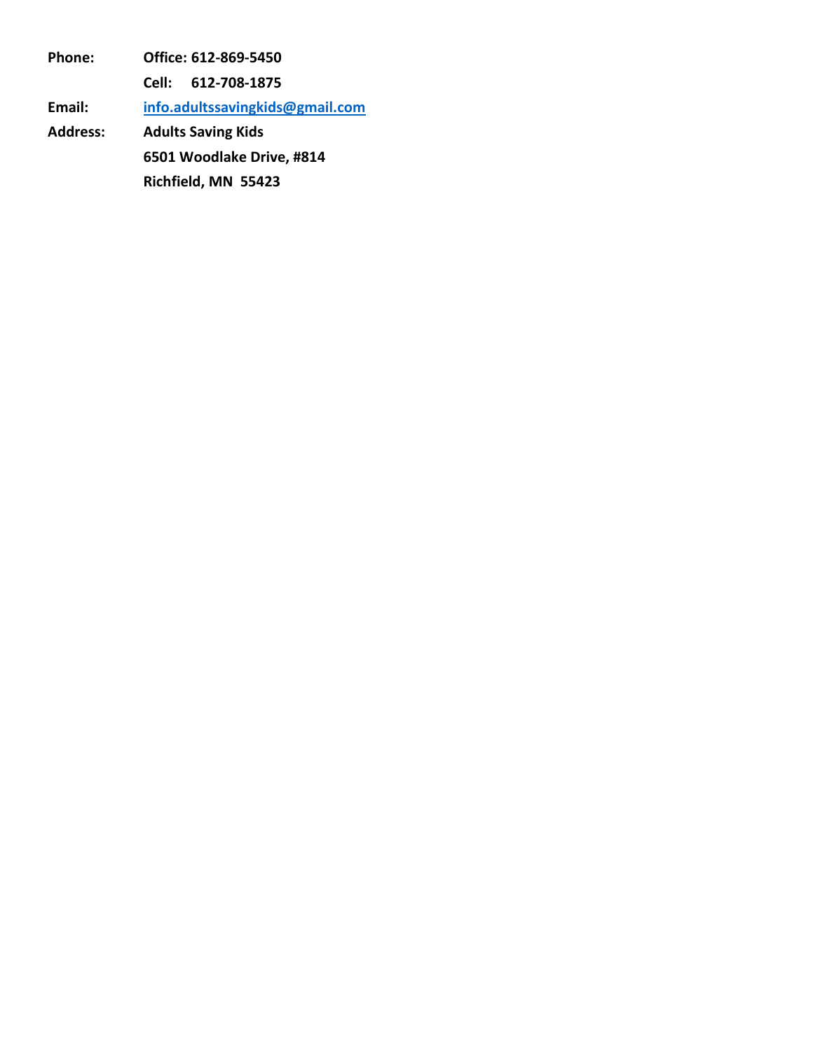| | |
|---|---|
| **Phone:** | **Office: 612-869-5450** |
| | **Cell: 612-708-1875** |
| **Email:** | **info.adultssavingkids@gmail.com** |
| **Address:** | **Adults Saving Kids** |
| | **6501 Woodlake Drive, #814** |
| | **Richfield, MN 55423** |